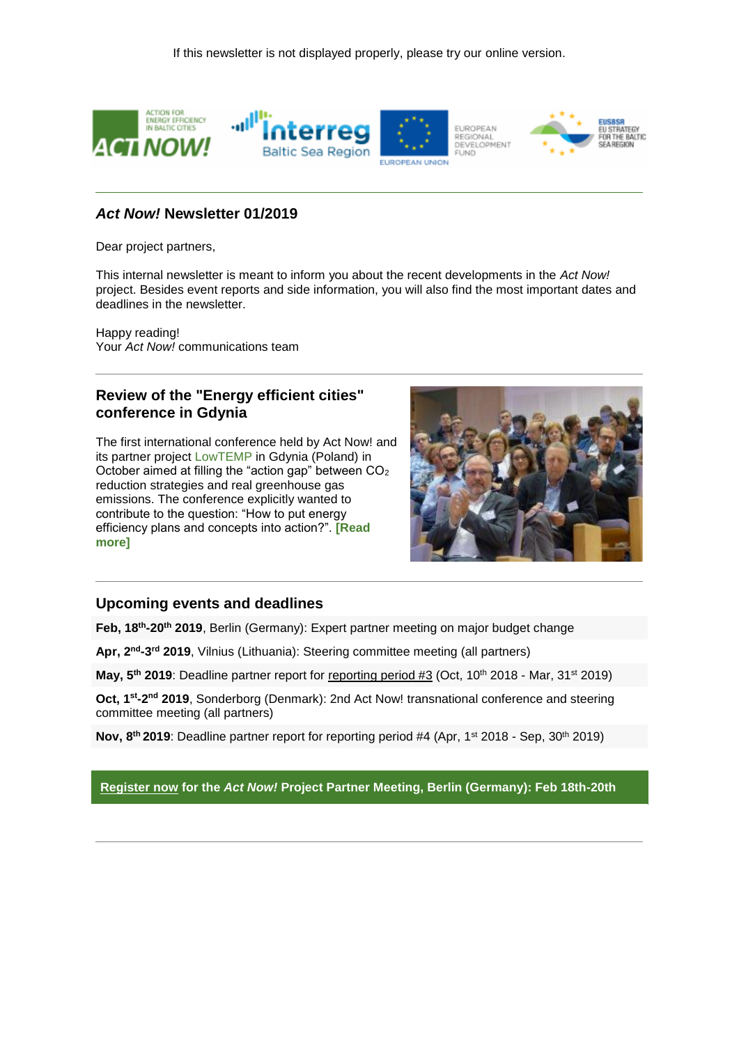If this newsletter is not displayed properly, please try our online version.

---

## *Act Now!* Newsletter 01/2019

Dear project partners,

This internal newsletter is meant to inform you about the recent developments in the *Act Now!* project. Besides event reports and side information, you will also find the most important dates and deadlines in the newsletter.

Happy reading!
Your *Act Now!* communications team

---

### Review of the "Energy efficient cities" conference in Gdynia

The first international conference held by Act Now! and its partner project LowTEMP in Gdynia (Poland) in October aimed at filling the "action gap" between $CO_2$ reduction strategies and real greenhouse gas emissions. The conference explicitly wanted to contribute to the question: "How to put energy efficiency plans and concepts into action?". **[Read more]**

---

### Upcoming events and deadlines

**Feb, 18th-20th 2019**, Berlin (Germany): Expert partner meeting on major budget change

**Apr, 2nd-3rd 2019**, Vilnius (Lithuania): Steering committee meeting (all partners)

**May, 5th 2019**: Deadline partner report for reporting period #3 (Oct, 10th 2018 - Mar, 31st 2019)

**Oct, 1st-2nd 2019**, Sonderborg (Denmark): 2nd Act Now! transnational conference and steering committee meeting (all partners)

**Nov, 8th 2019**: Deadline partner report for reporting period #4 (Apr, 1st 2018 - Sep, 30th 2019)

**Register now for the *Act Now!* Project Partner Meeting, Berlin (Germany): Feb 18th-20th**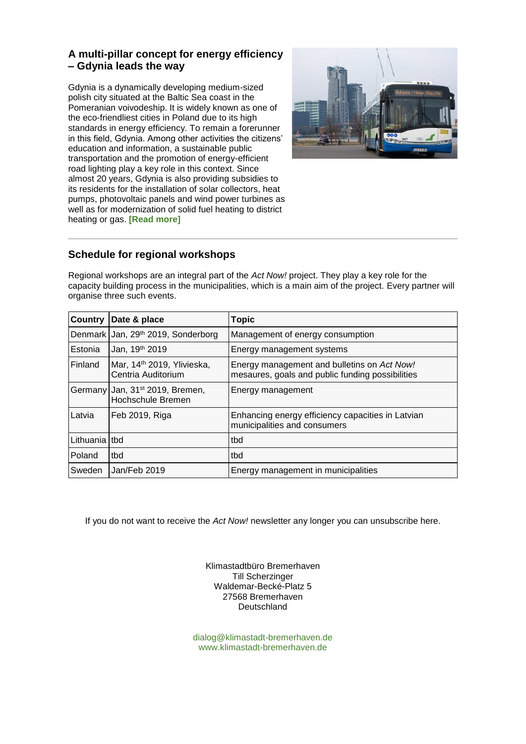### A multi-pillar concept for energy efficiency – Gdynia leads the way

Gdynia is a dynamically developing medium-sized polish city situated at the Baltic Sea coast in the Pomeranian voivodeship. It is widely known as one of the eco-friendliest cities in Poland due to its high standards in energy efficiency. To remain a forerunner in this field, Gdynia. Among other activities the citizens' education and information, a sustainable public transportation and the promotion of energy-efficient road lighting play a key role in this context. Since almost 20 years, Gdynia is also providing subsidies to its residents for the installation of solar collectors, heat pumps, photovoltaic panels and wind power turbines as well as for modernization of solid fuel heating to district heating or gas. **[Read more]**

---

### Schedule for regional workshops

Regional workshops are an integral part of the *Act Now!* project. They play a key role for the capacity building process in the municipalities, which is a main aim of the project. Every partner will organise three such events.

| Country | Date & place | Topic |
|---|---|---|
| Denmark | Jan, 29th 2019, Sonderborg | Management of energy consumption |
| Estonia | Jan, 19th 2019 | Energy management systems |
| Finland | Mar, 14th 2019, Ylivieska, Centria Auditorium | Energy management and bulletins on *Act Now!* mesaures, goals and public funding possibilities |
| Germany | Jan, 31st 2019, Bremen, Hochschule Bremen | Energy management |
| Latvia | Feb 2019, Riga | Enhancing energy efficiency capacities in Latvian municipalities and consumers |
| Lithuania | tbd | tbd |
| Poland | tbd | tbd |
| Sweden | Jan/Feb 2019 | Energy management in municipalities |

If you do not want to receive the *Act Now!* newsletter any longer you can unsubscribe here.

Klimastadtbüro Bremerhaven
Till Scherzinger
Waldemar-Becké-Platz 5
27568 Bremerhaven
Deutschland

dialog@klimastadt-bremerhaven.de
www.klimastadt-bremerhaven.de